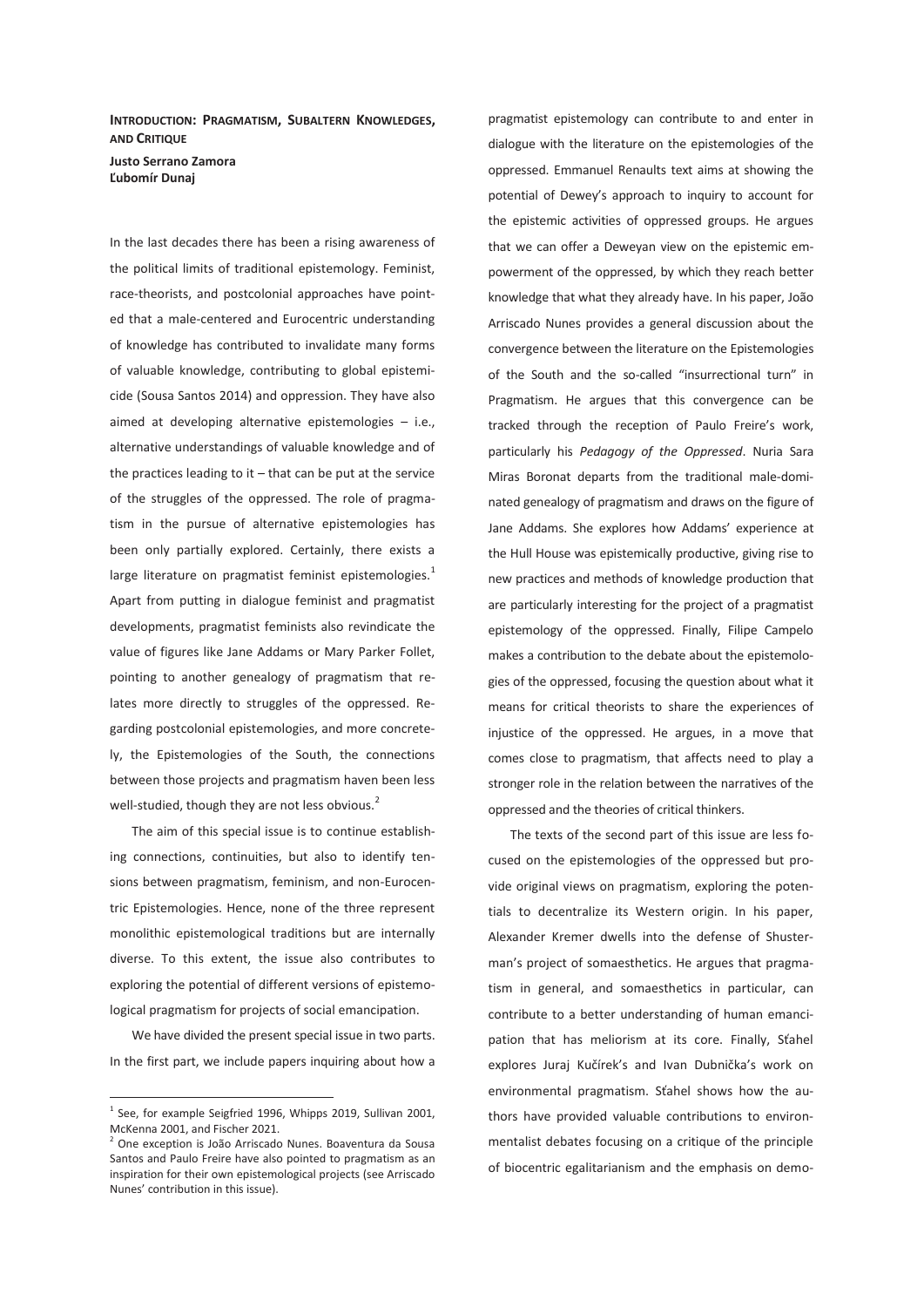# Introduction: Pragmatism, Subaltern Knowledges, and Critique

**Justo Serrano Zamora**
**Ľubomír Dunaj**

In the last decades there has been a rising awareness of the political limits of traditional epistemology. Feminist, race-theorists, and postcolonial approaches have pointed that a male-centered and Eurocentric understanding of knowledge has contributed to invalidate many forms of valuable knowledge, contributing to global epistemicide (Sousa Santos 2014) and oppression. They have also aimed at developing alternative epistemologies – i.e., alternative understandings of valuable knowledge and of the practices leading to it – that can be put at the service of the struggles of the oppressed. The role of pragmatism in the pursue of alternative epistemologies has been only partially explored. Certainly, there exists a large literature on pragmatist feminist epistemologies.[1] Apart from putting in dialogue feminist and pragmatist developments, pragmatist feminists also revindicate the value of figures like Jane Addams or Mary Parker Follet, pointing to another genealogy of pragmatism that relates more directly to struggles of the oppressed. Regarding postcolonial epistemologies, and more concretely, the Epistemologies of the South, the connections between those projects and pragmatism haven been less well-studied, though they are not less obvious.[2]

The aim of this special issue is to continue establishing connections, continuities, but also to identify tensions between pragmatism, feminism, and non-Eurocentric Epistemologies. Hence, none of the three represent monolithic epistemological traditions but are internally diverse. To this extent, the issue also contributes to exploring the potential of different versions of epistemological pragmatism for projects of social emancipation.

We have divided the present special issue in two parts. In the first part, we include papers inquiring about how a pragmatist epistemology can contribute to and enter in dialogue with the literature on the epistemologies of the oppressed. Emmanuel Renaults text aims at showing the potential of Dewey's approach to inquiry to account for the epistemic activities of oppressed groups. He argues that we can offer a Deweyan view on the epistemic empowerment of the oppressed, by which they reach better knowledge that what they already have. In his paper, João Arriscado Nunes provides a general discussion about the convergence between the literature on the Epistemologies of the South and the so-called "insurrectional turn" in Pragmatism. He argues that this convergence can be tracked through the reception of Paulo Freire's work, particularly his *Pedagogy of the Oppressed*. Nuria Sara Miras Boronat departs from the traditional male-dominated genealogy of pragmatism and draws on the figure of Jane Addams. She explores how Addams' experience at the Hull House was epistemically productive, giving rise to new practices and methods of knowledge production that are particularly interesting for the project of a pragmatist epistemology of the oppressed. Finally, Filipe Campelo makes a contribution to the debate about the epistemologies of the oppressed, focusing the question about what it means for critical theorists to share the experiences of injustice of the oppressed. He argues, in a move that comes close to pragmatism, that affects need to play a stronger role in the relation between the narratives of the oppressed and the theories of critical thinkers.

The texts of the second part of this issue are less focused on the epistemologies of the oppressed but provide original views on pragmatism, exploring the potentials to decentralize its Western origin. In his paper, Alexander Kremer dwells into the defense of Shusterman's project of somaesthetics. He argues that pragmatism in general, and somaesthetics in particular, can contribute to a better understanding of human emancipation that has meliorism at its core. Finally, Sťahel explores Juraj Kučírek's and Ivan Dubnička's work on environmental pragmatism. Sťahel shows how the authors have provided valuable contributions to environmentalist debates focusing on a critique of the principle of biocentric egalitarianism and the emphasis on demo-

---

[1] See, for example Seigfried 1996, Whipps 2019, Sullivan 2001, McKenna 2001, and Fischer 2021.

[2] One exception is João Arriscado Nunes. Boaventura da Sousa Santos and Paulo Freire have also pointed to pragmatism as an inspiration for their own epistemological projects (see Arriscado Nunes' contribution in this issue).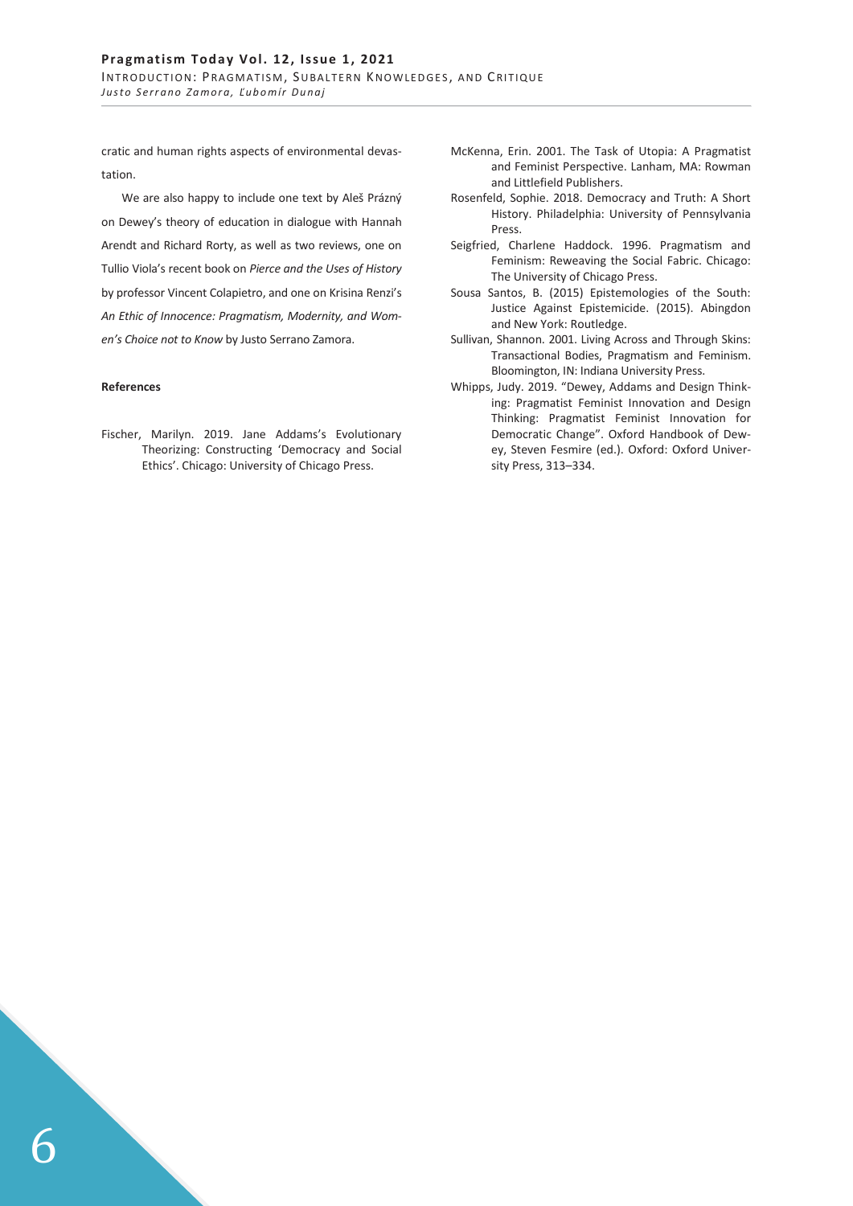cratic and human rights aspects of environmental devastation.

We are also happy to include one text by Aleš Prázný on Dewey's theory of education in dialogue with Hannah Arendt and Richard Rorty, as well as two reviews, one on Tullio Viola's recent book on *Pierce and the Uses of History* by professor Vincent Colapietro, and one on Krisina Renzi's *An Ethic of Innocence: Pragmatism, Modernity, and Women's Choice not to Know* by Justo Serrano Zamora.

**References**

Fischer, Marilyn. 2019. Jane Addams's Evolutionary Theorizing: Constructing 'Democracy and Social Ethics'. Chicago: University of Chicago Press.

McKenna, Erin. 2001. The Task of Utopia: A Pragmatist and Feminist Perspective. Lanham, MA: Rowman and Littlefield Publishers.

Rosenfeld, Sophie. 2018. Democracy and Truth: A Short History. Philadelphia: University of Pennsylvania Press.

Seigfried, Charlene Haddock. 1996. Pragmatism and Feminism: Reweaving the Social Fabric. Chicago: The University of Chicago Press.

Sousa Santos, B. (2015) Epistemologies of the South: Justice Against Epistemicide. (2015). Abingdon and New York: Routledge.

Sullivan, Shannon. 2001. Living Across and Through Skins: Transactional Bodies, Pragmatism and Feminism. Bloomington, IN: Indiana University Press.

Whipps, Judy. 2019. "Dewey, Addams and Design Thinking: Pragmatist Feminist Innovation and Design Thinking: Pragmatist Feminist Innovation for Democratic Change". Oxford Handbook of Dewey, Steven Fesmire (ed.). Oxford: Oxford University Press, 313–334.